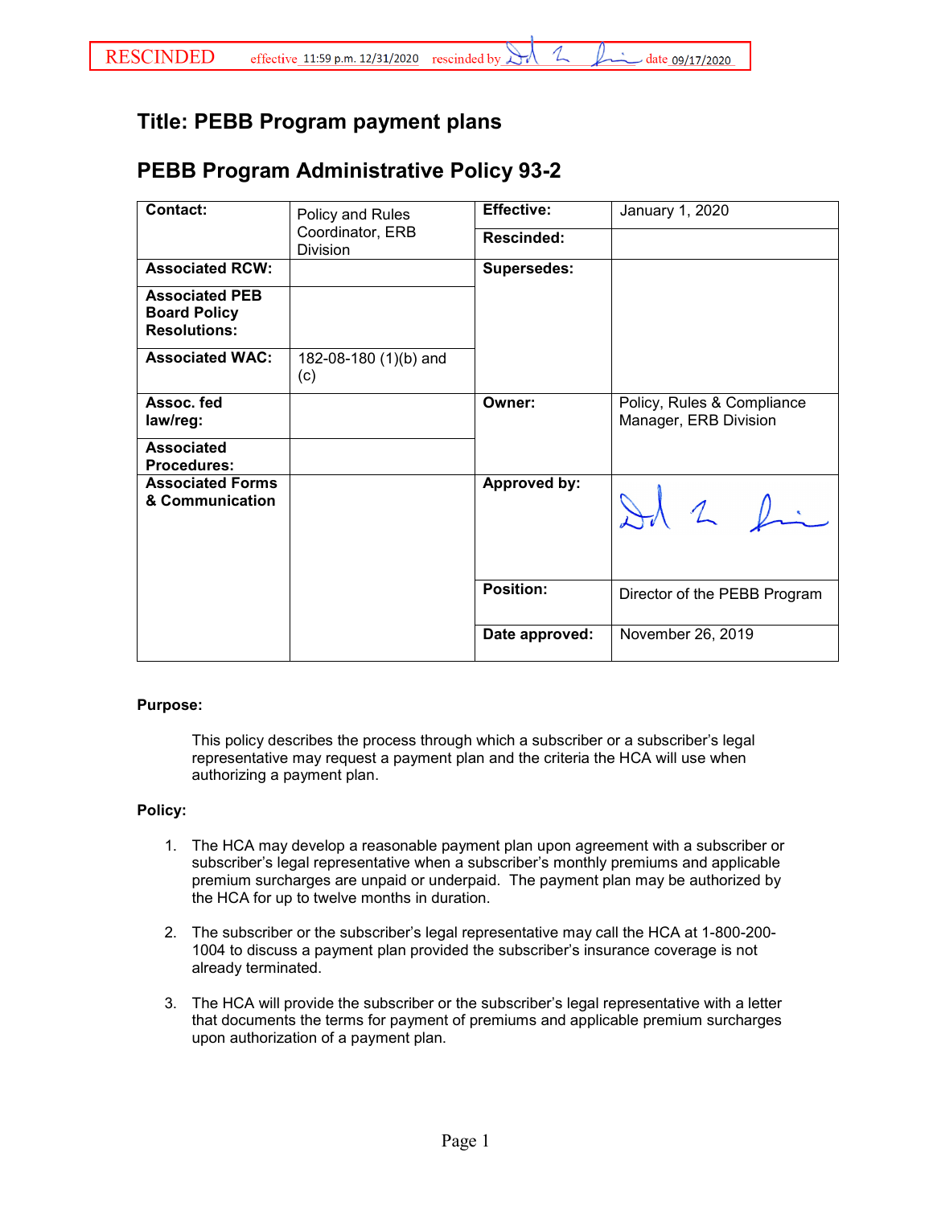RESCINDED effective 11:59 p.m. 12/31/2020 rescinded by [signature] date 09/17/2020

# Title: PEBB Program payment plans

## PEBB Program Administrative Policy 93-2

| **Contact:** | Policy and Rules Coordinator, ERB Division | **Effective:** | January 1, 2020 |
|---|---|---|---|
| | | **Rescinded:** | |
| **Associated RCW:** | | **Supersedes:** | |
| **Associated PEB Board Policy Resolutions:** | | | |
| **Associated WAC:** | 182-08-180 (1)(b) and (c) | | |
| **Assoc. fed law/reg:** | | **Owner:** | Policy, Rules & Compliance Manager, ERB Division |
| **Associated Procedures:** | | | |
| **Associated Forms & Communication** | | **Approved by:** | [signature] |
| | | **Position:** | Director of the PEBB Program |
| | | **Date approved:** | November 26, 2019 |

**Purpose:**

This policy describes the process through which a subscriber or a subscriber's legal representative may request a payment plan and the criteria the HCA will use when authorizing a payment plan.

**Policy:**

1. The HCA may develop a reasonable payment plan upon agreement with a subscriber or subscriber's legal representative when a subscriber's monthly premiums and applicable premium surcharges are unpaid or underpaid. The payment plan may be authorized by the HCA for up to twelve months in duration.

2. The subscriber or the subscriber's legal representative may call the HCA at 1-800-200-1004 to discuss a payment plan provided the subscriber's insurance coverage is not already terminated.

3. The HCA will provide the subscriber or the subscriber's legal representative with a letter that documents the terms for payment of premiums and applicable premium surcharges upon authorization of a payment plan.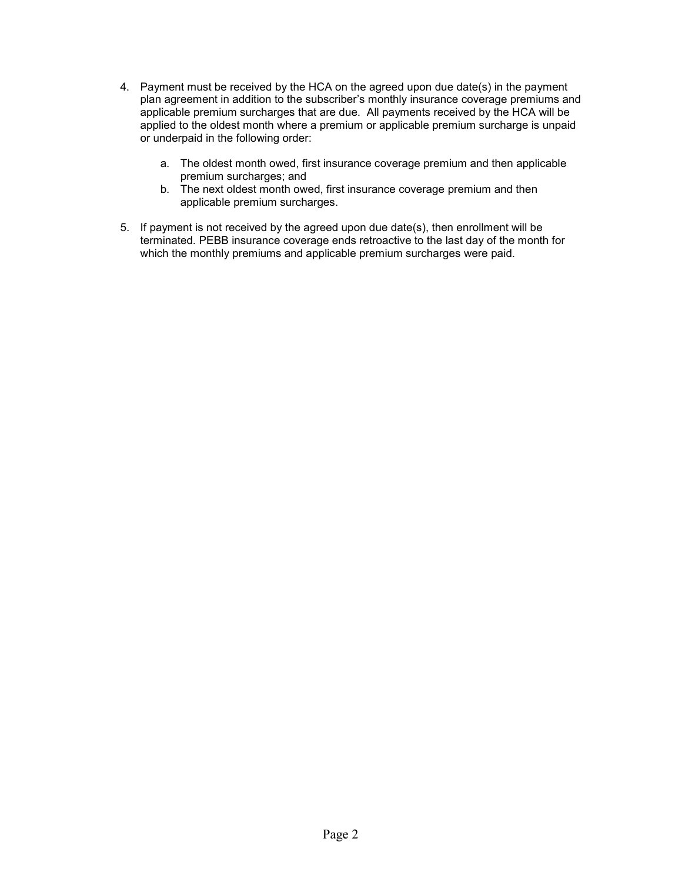4. Payment must be received by the HCA on the agreed upon due date(s) in the payment plan agreement in addition to the subscriber's monthly insurance coverage premiums and applicable premium surcharges that are due. All payments received by the HCA will be applied to the oldest month where a premium or applicable premium surcharge is unpaid or underpaid in the following order:

   a. The oldest month owed, first insurance coverage premium and then applicable premium surcharges; and
   b. The next oldest month owed, first insurance coverage premium and then applicable premium surcharges.

5. If payment is not received by the agreed upon due date(s), then enrollment will be terminated. PEBB insurance coverage ends retroactive to the last day of the month for which the monthly premiums and applicable premium surcharges were paid.